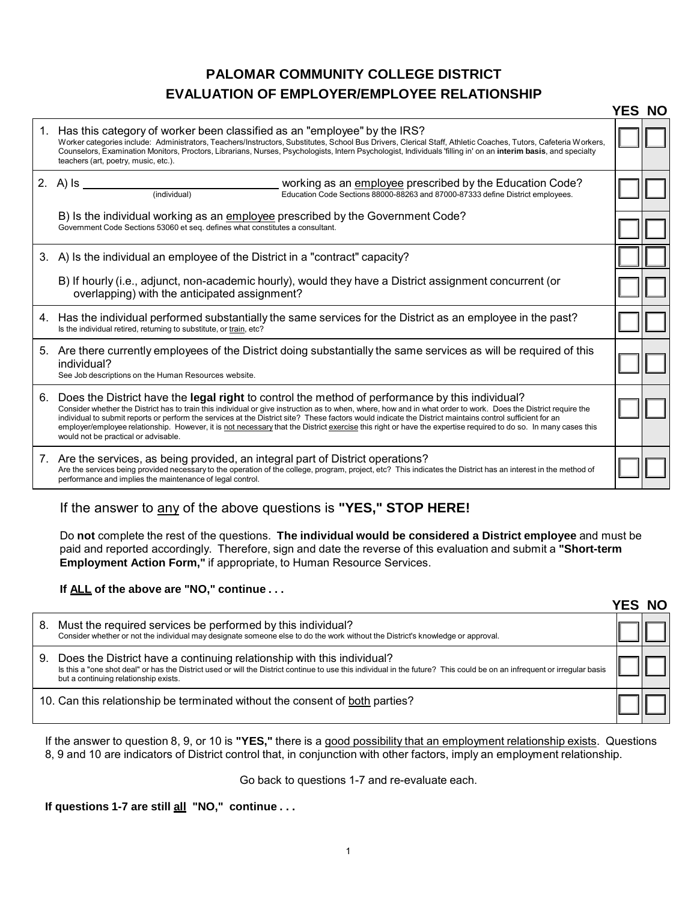# PALOMAR COMMUNITY COLLEGE DISTRICT
## EVALUATION OF EMPLOYER/EMPLOYEE RELATIONSHIP

| | | YES | NO |
|---|---|---|---|
| 1. | Has this category of worker been classified as an "employee" by the IRS?<br>Worker categories include: Administrators, Teachers/Instructors, Substitutes, School Bus Drivers, Clerical Staff, Athletic Coaches, Tutors, Cafeteria Workers, Counselors, Examination Monitors, Proctors, Librarians, Nurses, Psychologists, Intern Psychologist, Individuals 'filling in' on an **interim basis**, and specialty teachers (art, poetry, music, etc.). | ☐ | ☐ |
| 2. | A) Is ______________________ (individual) working as an employee prescribed by the Education Code?<br>Education Code Sections 88000-88263 and 87000-87333 define District employees. | ☐ | ☐ |
| | B) Is the individual working as an employee prescribed by the Government Code?<br>Government Code Sections 53060 et seq. defines what constitutes a consultant. | ☐ | ☐ |
| 3. | A) Is the individual an employee of the District in a "contract" capacity? | ☐ | ☐ |
| | B) If hourly (i.e., adjunct, non-academic hourly), would they have a District assignment concurrent (or overlapping) with the anticipated assignment? | ☐ | ☐ |
| 4. | Has the individual performed substantially the same services for the District as an employee in the past?<br>Is the individual retired, returning to substitute, or train, etc? | ☐ | ☐ |
| 5. | Are there currently employees of the District doing substantially the same services as will be required of this individual?<br>See Job descriptions on the Human Resources website. | ☐ | ☐ |
| 6. | Does the District have the **legal right** to control the method of performance by this individual?<br>Consider whether the District has to train this individual or give instruction as to when, where, how and in what order to work. Does the District require the individual to submit reports or perform the services at the District site? These factors would indicate the District maintains control sufficient for an employer/employee relationship. However, it is not necessary that the District exercise this right or have the expertise required to do so. In many cases this would not be practical or advisable. | ☐ | ☐ |
| 7. | Are the services, as being provided, an integral part of District operations?<br>Are the services being provided necessary to the operation of the college, program, project, etc? This indicates the District has an interest in the method of performance and implies the maintenance of legal control. | ☐ | ☐ |

If the answer to any of the above questions is **"YES," STOP HERE!**

Do **not** complete the rest of the questions. **The individual would be considered a District employee** and must be paid and reported accordingly. Therefore, sign and date the reverse of this evaluation and submit a **"Short-term Employment Action Form,"** if appropriate, to Human Resource Services.

**If ALL of the above are "NO," continue . . .**

| | | YES | NO |
|---|---|---|---|
| 8. | Must the required services be performed by this individual?<br>Consider whether or not the individual may designate someone else to do the work without the District's knowledge or approval. | ☐ | ☐ |
| 9. | Does the District have a continuing relationship with this individual?<br>Is this a "one shot deal" or has the District used or will the District continue to use this individual in the future? This could be on an infrequent or irregular basis but a continuing relationship exists. | ☐ | ☐ |
| 10. | Can this relationship be terminated without the consent of both parties? | ☐ | ☐ |

If the answer to question 8, 9, or 10 is **"YES,"** there is a good possibility that an employment relationship exists. Questions 8, 9 and 10 are indicators of District control that, in conjunction with other factors, imply an employment relationship.

Go back to questions 1-7 and re-evaluate each.

**If questions 1-7 are still all "NO," continue . . .**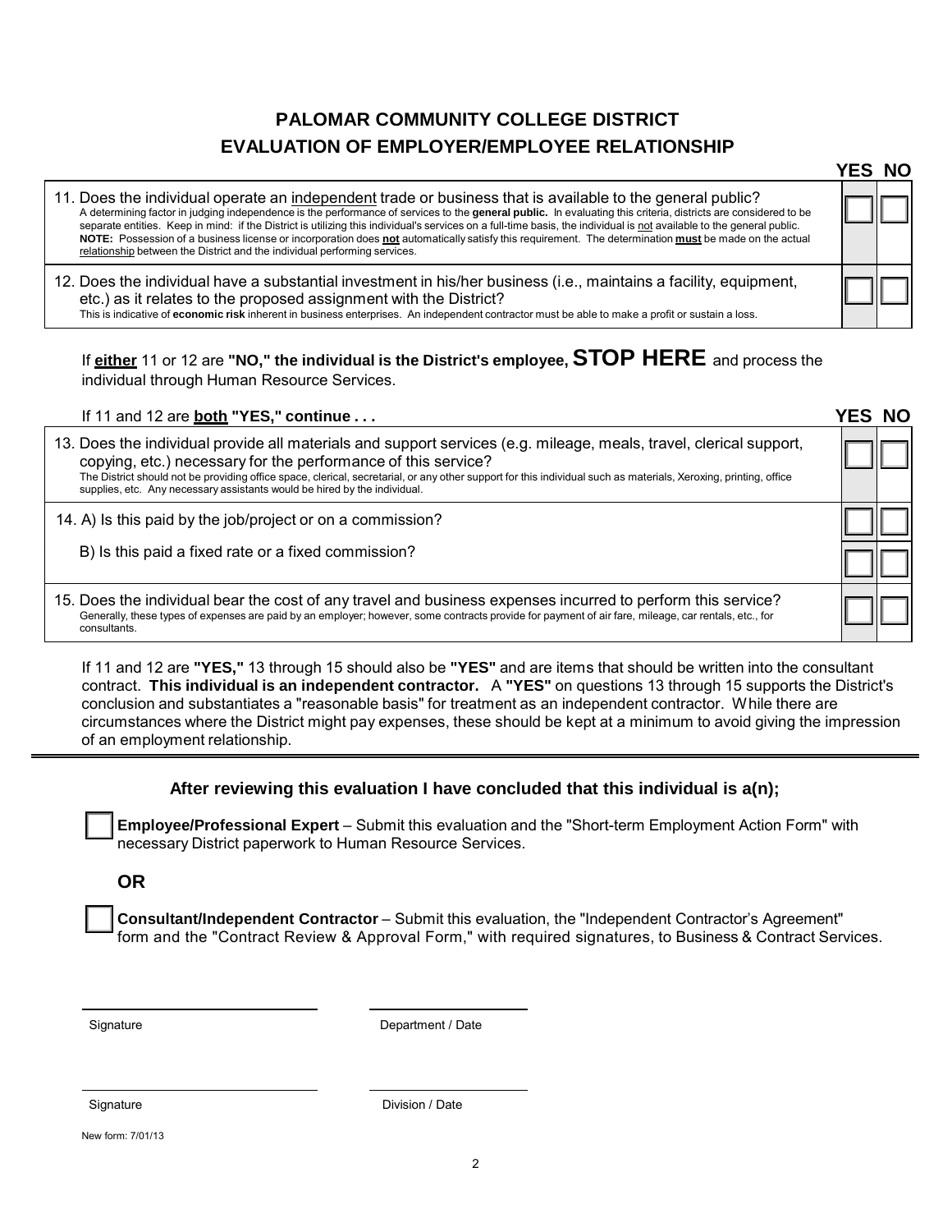# PALOMAR COMMUNITY COLLEGE DISTRICT
## EVALUATION OF EMPLOYER/EMPLOYEE RELATIONSHIP

| | YES | NO |
|---|---|---|
| 11. Does the individual operate an independent trade or business that is available to the general public? A determining factor in judging independence is the performance of services to the **general public.** In evaluating this criteria, districts are considered to be separate entities. Keep in mind: if the District is utilizing this individual's services on a full-time basis, the individual is not available to the general public. **NOTE:** Possession of a business license or incorporation does **not** automatically satisfy this requirement. The determination **must** be made on the actual relationship between the District and the individual performing services. | ☐ | ☐ |
| 12. Does the individual have a substantial investment in his/her business (i.e., maintains a facility, equipment, etc.) as it relates to the proposed assignment with the District? This is indicative of **economic risk** inherent in business enterprises. An independent contractor must be able to make a profit or sustain a loss. | ☐ | ☐ |

If **either** 11 or 12 are **"NO," the individual is the District's employee, STOP HERE** and process the individual through Human Resource Services.

| If 11 and 12 are **both "YES," continue . . .** | YES | NO |
|---|---|---|
| 13. Does the individual provide all materials and support services (e.g. mileage, meals, travel, clerical support, copying, etc.) necessary for the performance of this service? The District should not be providing office space, clerical, secretarial, or any other support for this individual such as materials, Xeroxing, printing, office supplies, etc. Any necessary assistants would be hired by the individual. | ☐ | ☐ |
| 14. A) Is this paid by the job/project or on a commission? | ☐ | ☐ |
| B) Is this paid a fixed rate or a fixed commission? | ☐ | ☐ |
| 15. Does the individual bear the cost of any travel and business expenses incurred to perform this service? Generally, these types of expenses are paid by an employer; however, some contracts provide for payment of air fare, mileage, car rentals, etc., for consultants. | ☐ | ☐ |

If 11 and 12 are **"YES,"** 13 through 15 should also be **"YES"** and are items that should be written into the consultant contract. **This individual is an independent contractor.** A **"YES"** on questions 13 through 15 supports the District's conclusion and substantiates a "reasonable basis" for treatment as an independent contractor. While there are circumstances where the District might pay expenses, these should be kept at a minimum to avoid giving the impression of an employment relationship.

---

### After reviewing this evaluation I have concluded that this individual is a(n);

☐ **Employee/Professional Expert** – Submit this evaluation and the "Short-term Employment Action Form" with necessary District paperwork to Human Resource Services.

**OR**

☐ **Consultant/Independent Contractor** – Submit this evaluation, the "Independent Contractor's Agreement" form and the "Contract Review & Approval Form," with required signatures, to Business & Contract Services.

\_\_\_\_\_\_\_\_\_\_\_\_\_\_\_\_\_\_\_\_\_\_\_\_ \_\_\_\_\_\_\_\_\_\_\_\_\_\_\_\_\_\_\_\_

Signature Department / Date

\_\_\_\_\_\_\_\_\_\_\_\_\_\_\_\_\_\_\_\_\_\_\_\_ \_\_\_\_\_\_\_\_\_\_\_\_\_\_\_\_\_\_\_\_

Signature Division / Date

New form: 7/01/13